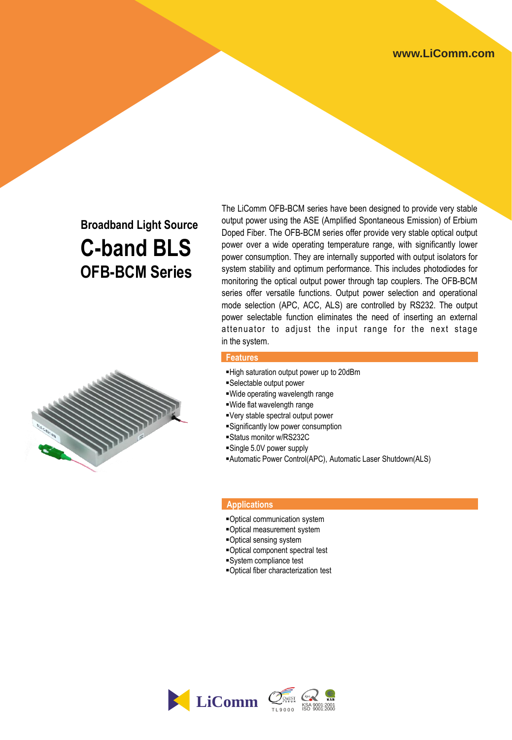www.LiComm.com

## Broadband Light Source

# C-band BLS

## OFB-BCM Series

The LiComm OFB-BCM series have been designed to provide very stable output power using the ASE (Amplified Spontaneous Emission) of Erbium Doped Fiber. The OFB-BCM series offer provide very stable optical output power over a wide operating temperature range, with significantly lower power consumption. They are internally supported with output isolators for system stability and optimum performance. This includes photodiodes for monitoring the optical output power through tap couplers. The OFB-BCM series offer versatile functions. Output power selection and operational mode selection (APC, ACC, ALS) are controlled by RS232. The output power selectable function eliminates the need of inserting an external attenuator to adjust the input range for the next stage in the system.

### Features

- High saturation output power up to 20dBm
- Selectable output power
- Wide operating wavelength range
- Wide flat wavelength range
- Very stable spectral output power
- Significantly low power consumption
- Status monitor w/RS232C
- Single 5.0V power supply
- Automatic Power Control(APC), Automatic Laser Shutdown(ALS)

### Applications

- Optical communication system
- Optical measurement system
- Optical sensing system
- Optical component spectral test
- System compliance test
- Optical fiber characterization test

LiComm TL9000 KSA 9001:2001 ISO 9001:2000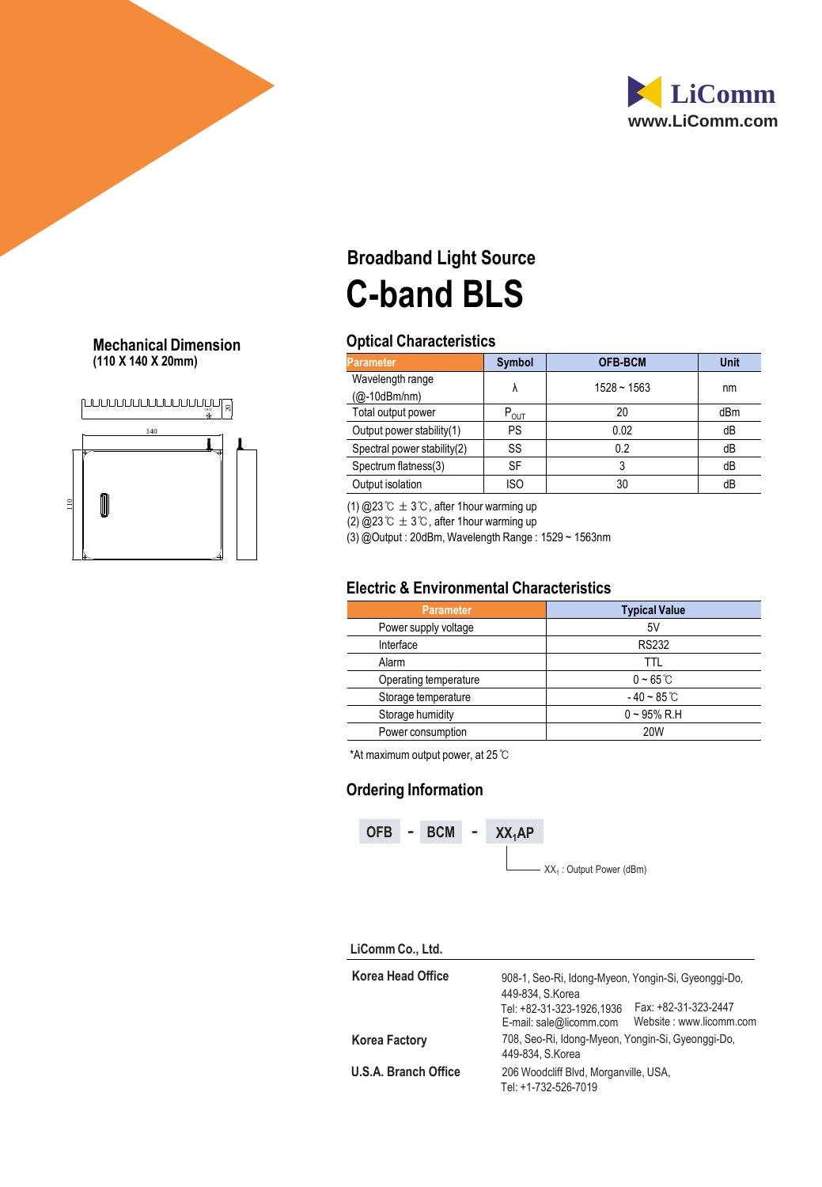LiComm
www.LiComm.com

## Broadband Light Source

# C-band BLS

### Mechanical Dimension
**(110 X 140 X 20mm)**

140

110

20

### Optical Characteristics

| Parameter | Symbol | OFB-BCM | Unit |
|---|---|---|---|
| Wavelength range (@-10dBm/nm) | λ | 1528 ~ 1563 | nm |
| Total output power | $P_{OUT}$ | 20 | dBm |
| Output power stability(1) | PS | 0.02 | dB |
| Spectral power stability(2) | SS | 0.2 | dB |
| Spectrum flatness(3) | SF | 3 | dB |
| Output isolation | ISO | 30 | dB |

(1) @23℃ ± 3℃, after 1hour warming up
(2) @23℃ ± 3℃, after 1hour warming up
(3) @Output : 20dBm, Wavelength Range : 1529 ~ 1563nm

### Electric & Environmental Characteristics

| Parameter | Typical Value |
|---|---|
| Power supply voltage | 5V |
| Interface | RS232 |
| Alarm | TTL |
| Operating temperature | 0 ~ 65℃ |
| Storage temperature | - 40 ~ 85℃ |
| Storage humidity | 0 ~ 95% R.H |
| Power consumption | 20W |

*At maximum output power, at 25℃

### Ordering Information

**OFB - BCM - $XX_1$AP**

$XX_1$ : Output Power (dBm)

**LiComm Co., Ltd.**

**Korea Head Office**
908-1, Seo-Ri, Idong-Myeon, Yongin-Si, Gyeonggi-Do, 449-834, S.Korea
Tel: +82-31-323-1926,1936 Fax: +82-31-323-2447
E-mail: sale@licomm.com Website : www.licomm.com

**Korea Factory**
708, Seo-Ri, Idong-Myeon, Yongin-Si, Gyeonggi-Do, 449-834, S.Korea

**U.S.A. Branch Office**
206 Woodcliff Blvd, Morganville, USA,
Tel: +1-732-526-7019